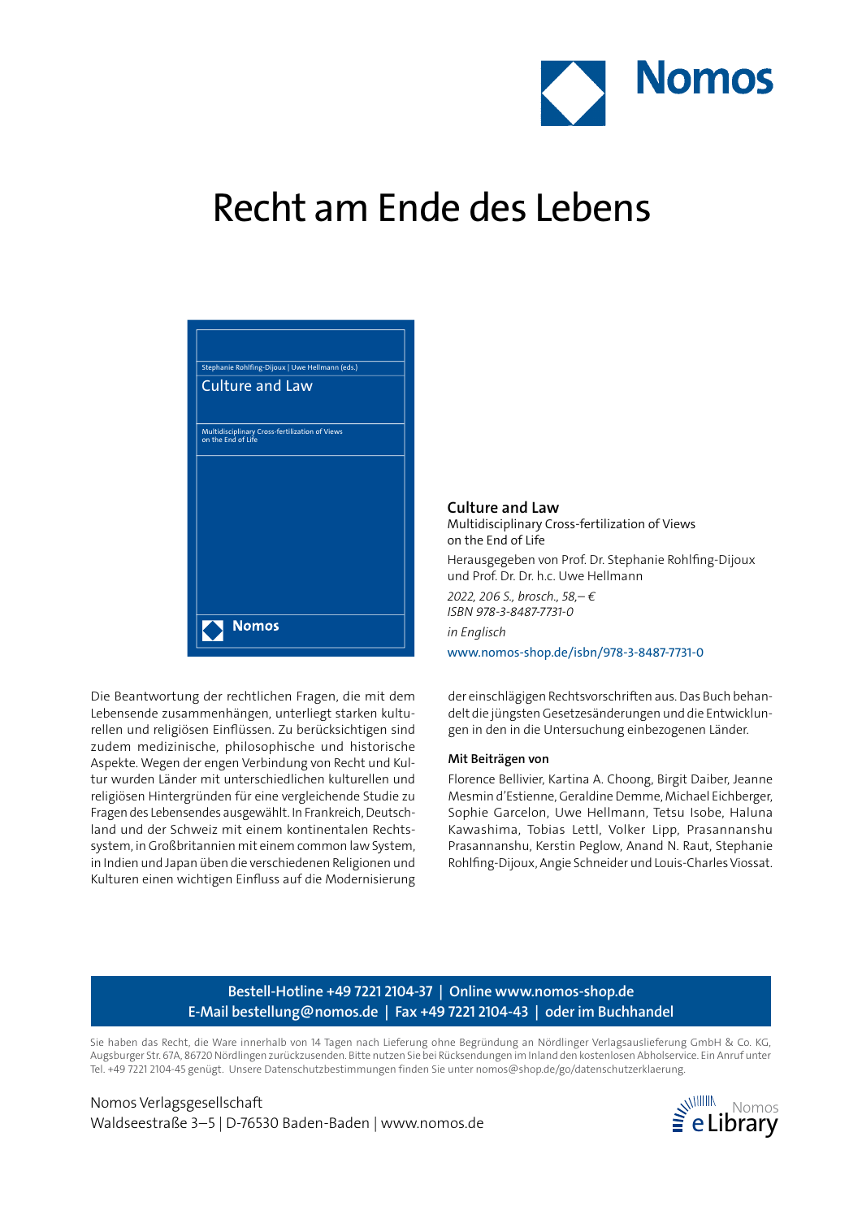Nomos

# Recht am Ende des Lebens

**Culture and Law**
Multidisciplinary Cross-fertilization of Views on the End of Life

Herausgegeben von Prof. Dr. Stephanie Rohlfing-Dijoux und Prof. Dr. Dr. h.c. Uwe Hellmann

*2022, 206 S., brosch., 58,– €*
*ISBN 978-3-8487-7731-0*

*in Englisch*

www.nomos-shop.de/isbn/978-3-8487-7731-0

Die Beantwortung der rechtlichen Fragen, die mit dem Lebensende zusammenhängen, unterliegt starken kulturellen und religiösen Einflüssen. Zu berücksichtigen sind zudem medizinische, philosophische und historische Aspekte. Wegen der engen Verbindung von Recht und Kultur wurden Länder mit unterschiedlichen kulturellen und religiösen Hintergründen für eine vergleichende Studie zu Fragen des Lebensendes ausgewählt. In Frankreich, Deutschland und der Schweiz mit einem kontinentalen Rechtssystem, in Großbritannien mit einem common law System, in Indien und Japan üben die verschiedenen Religionen und Kulturen einen wichtigen Einfluss auf die Modernisierung der einschlägigen Rechtsvorschriften aus. Das Buch behandelt die jüngsten Gesetzesänderungen und die Entwicklungen in den in die Untersuchung einbezogenen Länder.

**Mit Beiträgen von**

Florence Bellivier, Kartina A. Choong, Birgit Daiber, Jeanne Mesmin d'Estienne, Geraldine Demme, Michael Eichberger, Sophie Garcelon, Uwe Hellmann, Tetsu Isobe, Haluna Kawashima, Tobias Lettl, Volker Lipp, Prasannanshu Prasannanshu, Kerstin Peglow, Anand N. Raut, Stephanie Rohlfing-Dijoux, Angie Schneider und Louis-Charles Viossat.

**Bestell-Hotline +49 7221 2104-37 | Online www.nomos-shop.de**
**E-Mail bestellung@nomos.de | Fax +49 7221 2104-43 | oder im Buchhandel**

Sie haben das Recht, die Ware innerhalb von 14 Tagen nach Lieferung ohne Begründung an Nördlinger Verlagsauslieferung GmbH & Co. KG, Augsburger Str. 67A, 86720 Nördlingen zurückzusenden. Bitte nutzen Sie bei Rücksendungen im Inland den kostenlosen Abholservice. Ein Anruf unter Tel. +49 7221 2104-45 genügt. Unsere Datenschutzbestimmungen finden Sie unter nomos@shop.de/go/datenschutzerklaerung.

Nomos Verlagsgesellschaft
Waldseestraße 3–5 | D-76530 Baden-Baden | www.nomos.de

Nomos eLibrary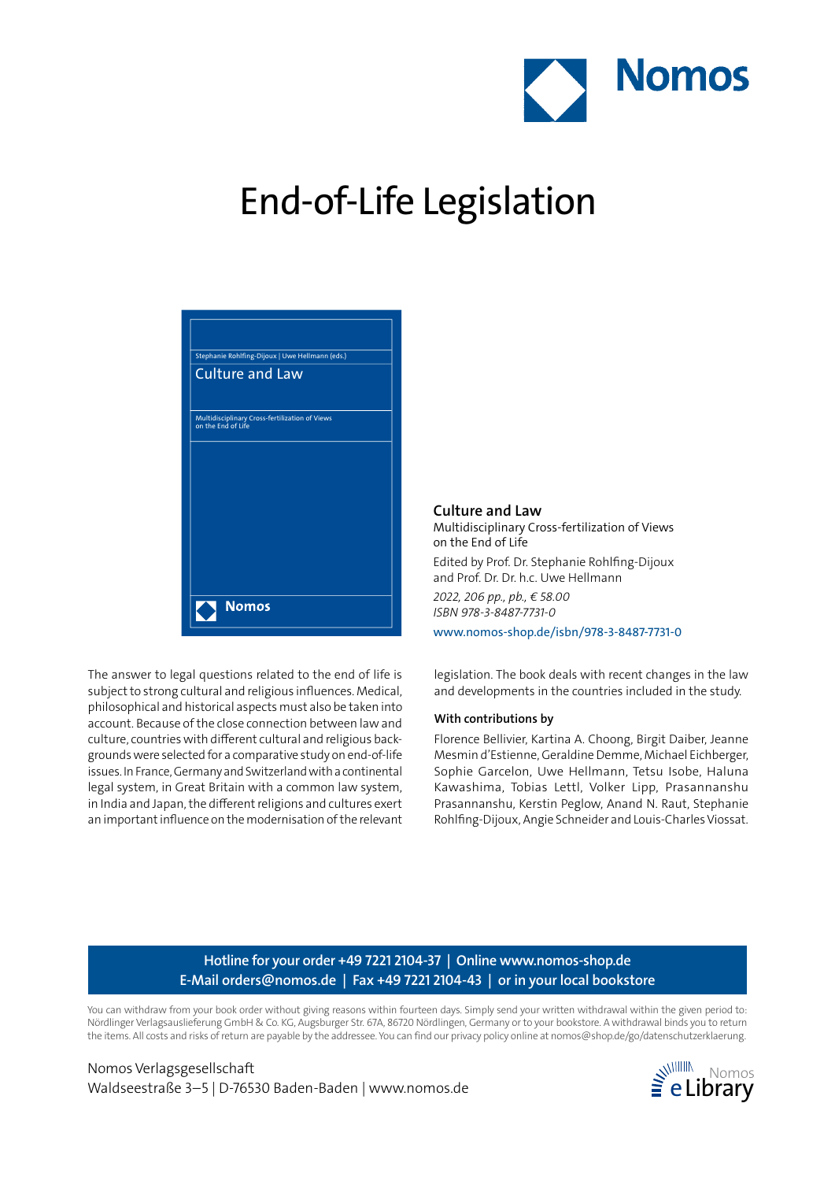# End-of-Life Legislation

Stephanie Rohlfing-Dijoux | Uwe Hellmann (eds.)

Culture and Law

Multidisciplinary Cross-fertilization of Views on the End of Life

Nomos

**Culture and Law**
Multidisciplinary Cross-fertilization of Views on the End of Life

Edited by Prof. Dr. Stephanie Rohlfing-Dijoux and Prof. Dr. Dr. h.c. Uwe Hellmann

*2022, 206 pp., pb., € 58.00*
*ISBN 978-3-8487-7731-0*

www.nomos-shop.de/isbn/978-3-8487-7731-0

The answer to legal questions related to the end of life is subject to strong cultural and religious influences. Medical, philosophical and historical aspects must also be taken into account. Because of the close connection between law and culture, countries with different cultural and religious backgrounds were selected for a comparative study on end-of-life issues. In France, Germany and Switzerland with a continental legal system, in Great Britain with a common law system, in India and Japan, the different religions and cultures exert an important influence on the modernisation of the relevant legislation. The book deals with recent changes in the law and developments in the countries included in the study.

**With contributions by**

Florence Bellivier, Kartina A. Choong, Birgit Daiber, Jeanne Mesmin d'Estienne, Geraldine Demme, Michael Eichberger, Sophie Garcelon, Uwe Hellmann, Tetsu Isobe, Haluna Kawashima, Tobias Lettl, Volker Lipp, Prasannanshu Prasannanshu, Kerstin Peglow, Anand N. Raut, Stephanie Rohlfing-Dijoux, Angie Schneider and Louis-Charles Viossat.

**Hotline for your order +49 7221 2104-37 | Online www.nomos-shop.de**
**E-Mail orders@nomos.de | Fax +49 7221 2104-43 | or in your local bookstore**

You can withdraw from your book order without giving reasons within fourteen days. Simply send your written withdrawal within the given period to: Nördlinger Verlagsauslieferung GmbH & Co. KG, Augsburger Str. 67A, 86720 Nördlingen, Germany or to your bookstore. A withdrawal binds you to return the items. All costs and risks of return are payable by the addressee. You can find our privacy policy online at nomos@shop.de/go/datenschutzerklaerung.

Nomos Verlagsgesellschaft
Waldseestraße 3–5 | D-76530 Baden-Baden | www.nomos.de

Nomos eLibrary